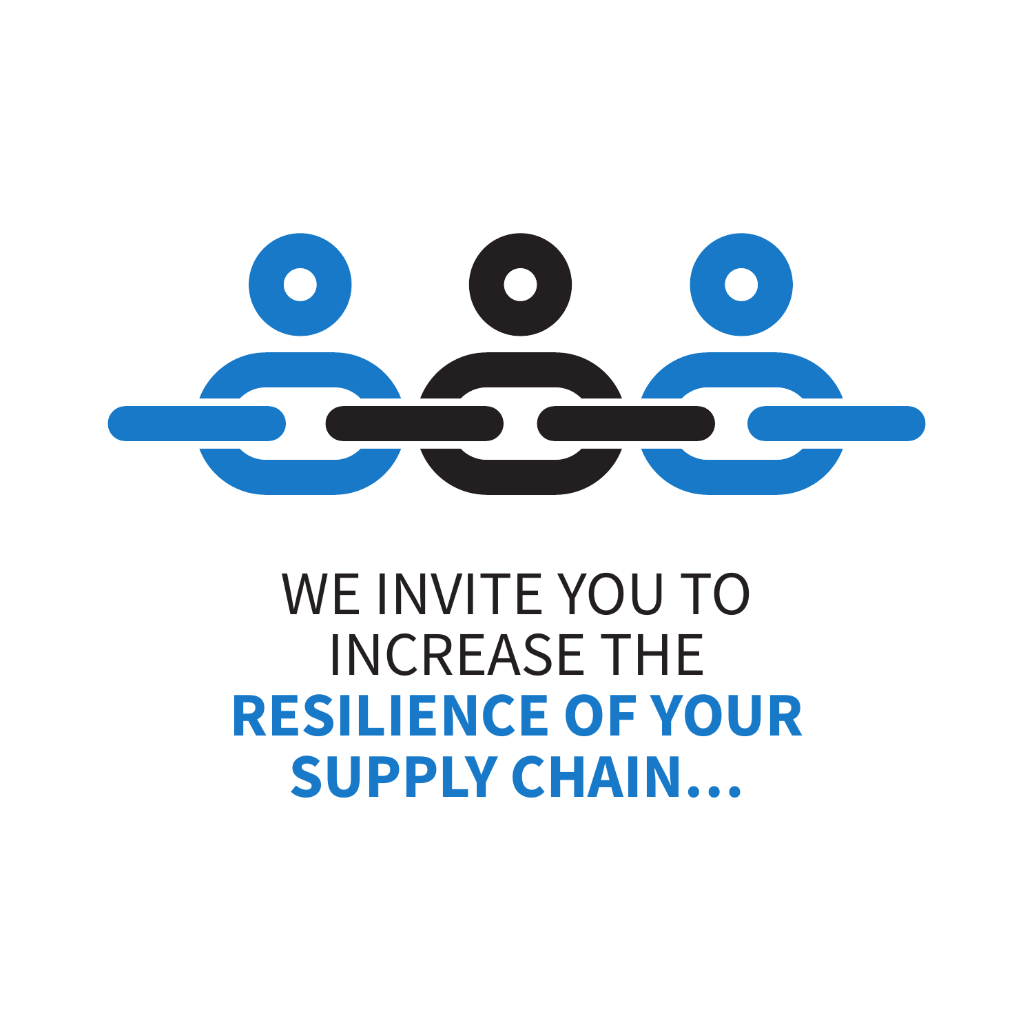WE INVITE YOU TO INCREASE THE **RESILIENCE OF YOUR SUPPLY CHAIN...**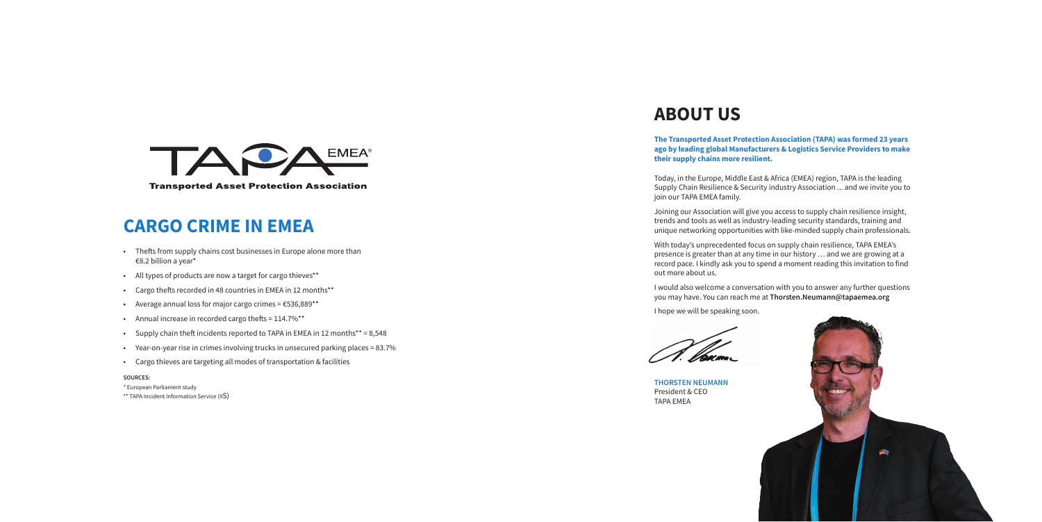TAPA EMEA®

Transported Asset Protection Association

## CARGO CRIME IN EMEA

- Thefts from supply chains cost businesses in Europe alone more than €8.2 billion a year*
- All types of products are now a target for cargo thieves**
- Cargo thefts recorded in 48 countries in EMEA in 12 months**
- Average annual loss for major cargo crimes = €536,889**
- Annual increase in recorded cargo thefts = 114.7%**
- Supply chain theft incidents reported to TAPA in EMEA in 12 months** = 8,548
- Year-on-year rise in crimes involving trucks in unsecured parking places = 83.7%
- Cargo thieves are targeting all modes of transportation & facilities

**SOURCES:**

* European Parliament study

** TAPA Incident Information Service (IIS)

## ABOUT US

**The Transported Asset Protection Association (TAPA) was formed 23 years ago by leading global Manufacturers & Logistics Service Providers to make their supply chains more resilient.**

Today, in the Europe, Middle East & Africa (EMEA) region, TAPA is the leading Supply Chain Resilience & Security industry Association ... and we invite you to join our TAPA EMEA family.

Joining our Association will give you access to supply chain resilience insight, trends and tools as well as industry-leading security standards, training and unique networking opportunities with like-minded supply chain professionals.

With today's unprecedented focus on supply chain resilience, TAPA EMEA's presence is greater than at any time in our history … and we are growing at a record pace. I kindly ask you to spend a moment reading this invitation to find out more about us.

I would also welcome a conversation with you to answer any further questions you may have. You can reach me at **Thorsten.Neumann@tapaemea.org**

I hope we will be speaking soon.

**THORSTEN NEUMANN**
President & CEO
TAPA EMEA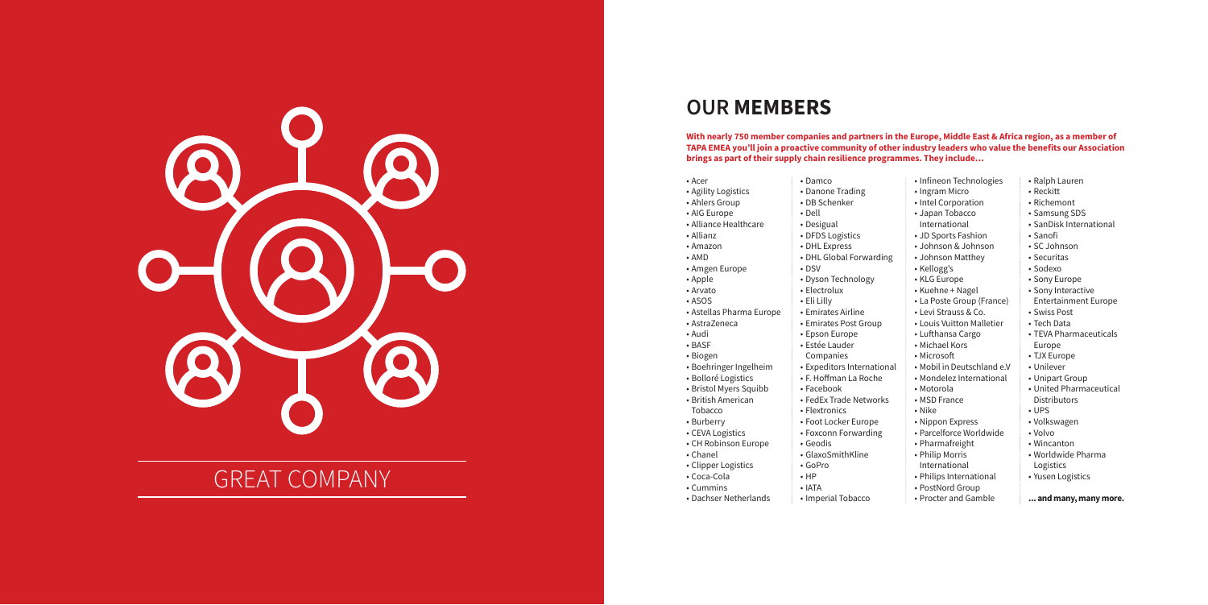GREAT COMPANY

## OUR **MEMBERS**

**With nearly 750 member companies and partners in the Europe, Middle East & Africa region, as a member of TAPA EMEA you'll join a proactive community of other industry leaders who value the benefits our Association brings as part of their supply chain resilience programmes. They include…**

- Acer
- Agility Logistics
- Ahlers Group
- AIG Europe
- Alliance Healthcare
- Allianz
- Amazon
- AMD
- Amgen Europe
- Apple
- Arvato
- ASOS
- Astellas Pharma Europe
- AstraZeneca
- Audi
- BASF
- Biogen
- Boehringer Ingelheim
- Bolloré Logistics
- Bristol Myers Squibb
- British American Tobacco
- Burberry
- CEVA Logistics
- CH Robinson Europe
- Chanel
- Clipper Logistics
- Coca-Cola
- Cummins
- Dachser Netherlands
- Damco
- Danone Trading
- DB Schenker
- Dell
- Desigual
- DFDS Logistics
- DHL Express
- DHL Global Forwarding
- DSV
- Dyson Technology
- Electrolux
- Eli Lilly
- Emirates Airline
- Emirates Post Group
- Epson Europe
- Estée Lauder Companies
- Expeditors International
- F. Hoffman La Roche
- Facebook
- FedEx Trade Networks
- Flextronics
- Foot Locker Europe
- Foxconn Forwarding
- Geodis
- GlaxoSmithKline
- GoPro
- HP
- IATA
- Imperial Tobacco
- Infineon Technologies
- Ingram Micro
- Intel Corporation
- Japan Tobacco International
- JD Sports Fashion
- Johnson & Johnson
- Johnson Matthey
- Kellogg's
- KLG Europe
- Kuehne + Nagel
- La Poste Group (France)
- Levi Strauss & Co.
- Louis Vuitton Malletier
- Lufthansa Cargo
- Michael Kors
- Microsoft
- Mobil in Deutschland e.V
- Mondelez International
- Motorola
- MSD France
- Nike
- Nippon Express
- Parcelforce Worldwide
- Pharmafreight
- Philip Morris International
- Philips International
- PostNord Group
- Procter and Gamble
- Ralph Lauren
- Reckitt
- Richemont
- Samsung SDS
- SanDisk International
- Sanofi
- SC Johnson
- Securitas
- Sodexo
- Sony Europe
- Sony Interactive Entertainment Europe
- Swiss Post
- Tech Data
- TEVA Pharmaceuticals Europe
- TJX Europe
- Unilever
- Unipart Group
- United Pharmaceutical Distributors
- UPS
- Volkswagen
- Volvo
- Wincanton
- Worldwide Pharma Logistics
- Yusen Logistics

**… and many, many more.**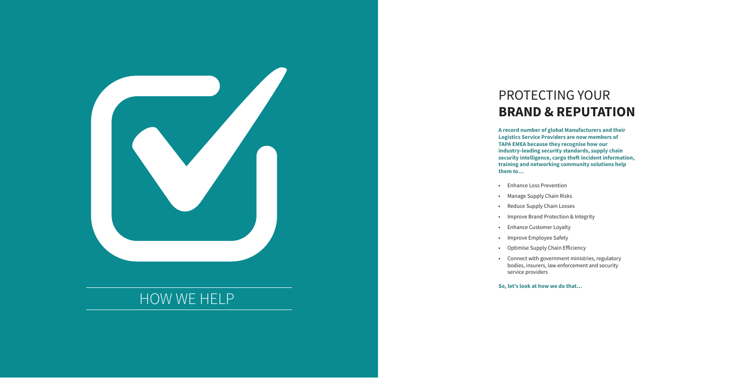# HOW WE HELP

## PROTECTING YOUR **BRAND & REPUTATION**

**A record number of global Manufacturers and their Logistics Service Providers are now members of TAPA EMEA because they recognise how our industry-leading security standards, supply chain security intelligence, cargo theft incident information, training and networking community solutions help them to…**

- Enhance Loss Prevention
- Manage Supply Chain Risks
- Reduce Supply Chain Losses
- Improve Brand Protection & Integrity
- Enhance Customer Loyalty
- Improve Employee Safety
- Optimise Supply Chain Efficiency
- Connect with government ministries, regulatory bodies, insurers, law enforcement and security service providers

**So, let's look at how we do that…**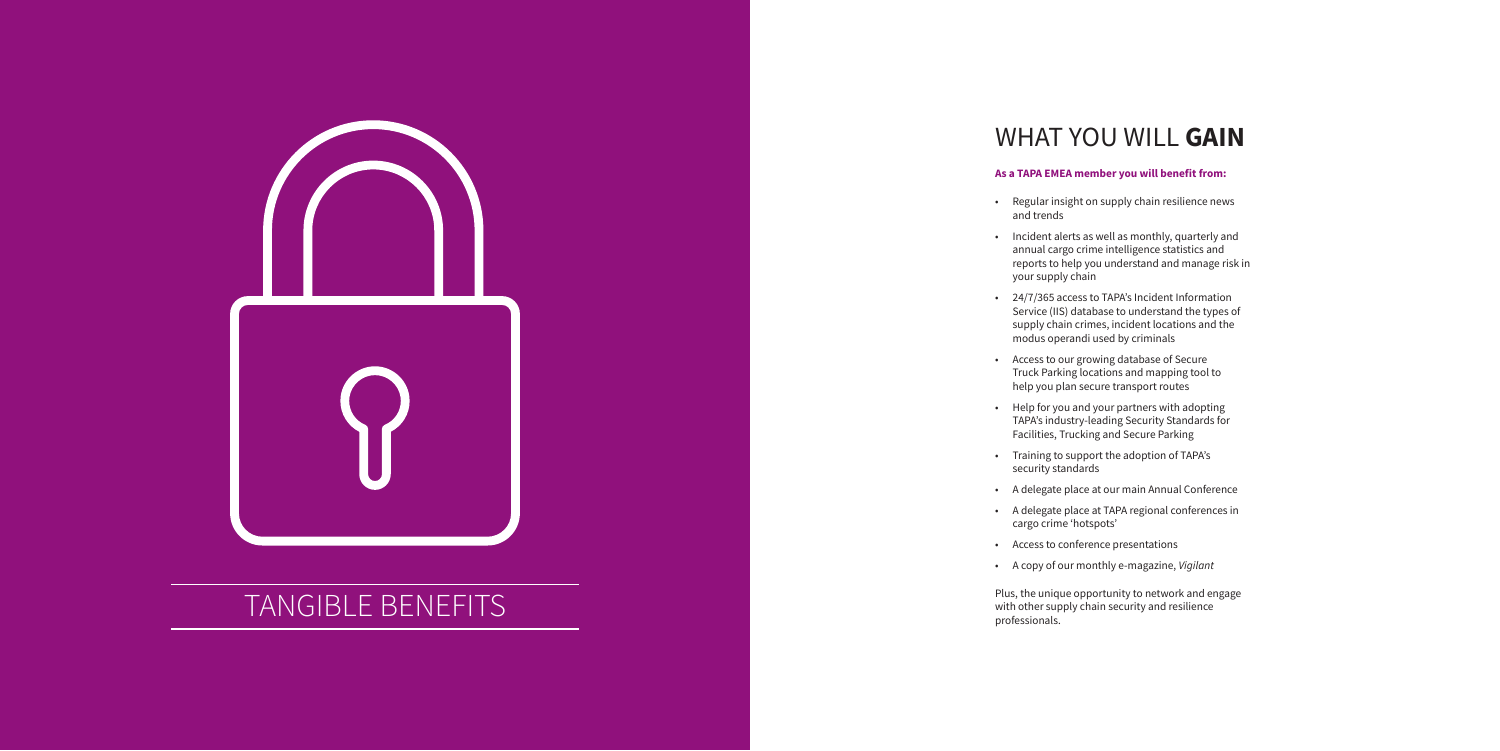# TANGIBLE BENEFITS

## WHAT YOU WILL **GAIN**

**As a TAPA EMEA member you will benefit from:**

- Regular insight on supply chain resilience news and trends
- Incident alerts as well as monthly, quarterly and annual cargo crime intelligence statistics and reports to help you understand and manage risk in your supply chain
- 24/7/365 access to TAPA's Incident Information Service (IIS) database to understand the types of supply chain crimes, incident locations and the modus operandi used by criminals
- Access to our growing database of Secure Truck Parking locations and mapping tool to help you plan secure transport routes
- Help for you and your partners with adopting TAPA's industry-leading Security Standards for Facilities, Trucking and Secure Parking
- Training to support the adoption of TAPA's security standards
- A delegate place at our main Annual Conference
- A delegate place at TAPA regional conferences in cargo crime 'hotspots'
- Access to conference presentations
- A copy of our monthly e-magazine, *Vigilant*

Plus, the unique opportunity to network and engage with other supply chain security and resilience professionals.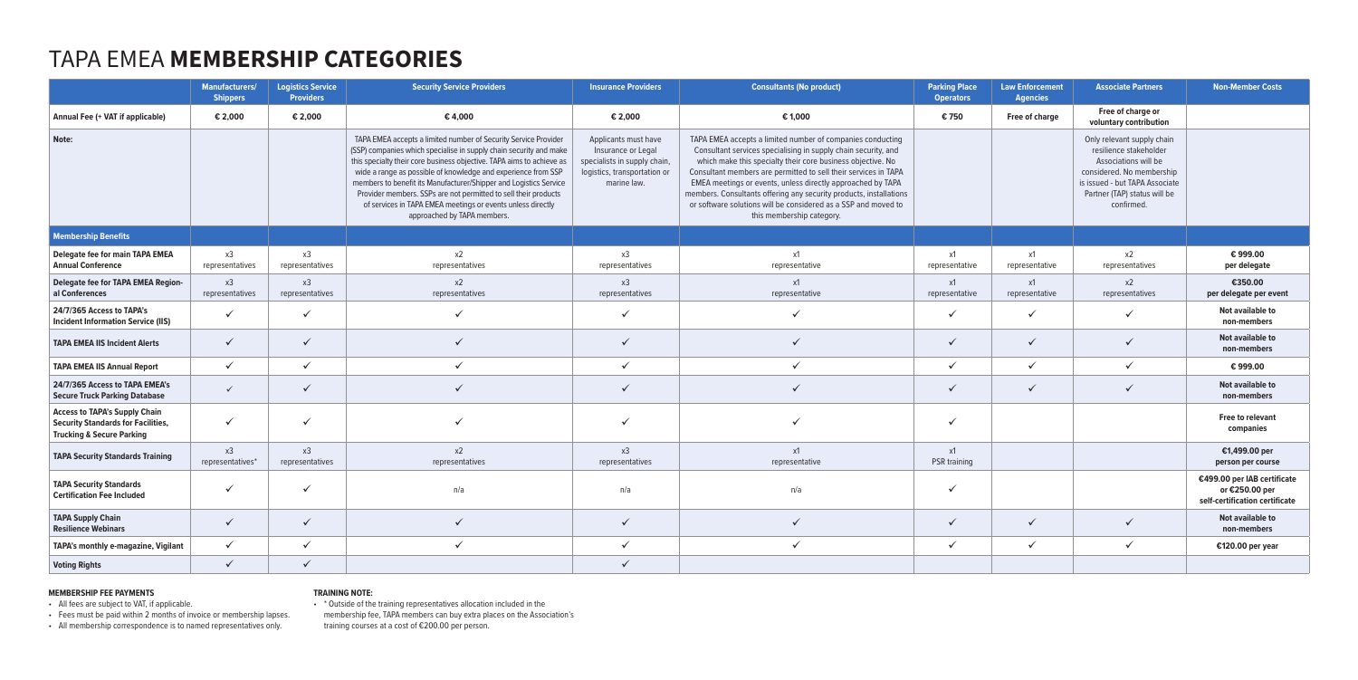# TAPA EMEA **MEMBERSHIP CATEGORIES**

| | Manufacturers/ Shippers | Logistics Service Providers | Security Service Providers | Insurance Providers | Consultants (No product) | Parking Place Operators | Law Enforcement Agencies | Associate Partners | Non-Member Costs |
|---|---|---|---|---|---|---|---|---|---|
| **Annual Fee (+ VAT if applicable)** | € 2,000 | € 2,000 | € 4,000 | € 2,000 | € 1,000 | € 750 | Free of charge | Free of charge or voluntary contribution | |
| **Note:** | | | TAPA EMEA accepts a limited number of Security Service Provider (SSP) companies which specialise in supply chain security and make this specialty their core business objective. TAPA aims to achieve as wide a range as possible of knowledge and experience from SSP members to benefit its Manufacturer/Shipper and Logistics Service Provider members. SSPs are not permitted to sell their products of services in TAPA EMEA meetings or events unless directly approached by TAPA members. | Applicants must have Insurance or Legal specialists in supply chain, logistics, transportation or marine law. | TAPA EMEA accepts a limited number of companies conducting Consultant services specialising in supply chain security, and which make this specialty their core business objective. No Consultant members are permitted to sell their services in TAPA EMEA meetings or events, unless directly approached by TAPA members. Consultants offering any security products, installations or software solutions will be considered as a SSP and moved to this membership category. | | | Only relevant supply chain resilience stakeholder Associations will be considered. No membership is issued - but TAPA Associate Partner (TAP) status will be confirmed. | |
| **Membership Benefits** | | | | | | | | | |
| **Delegate fee for main TAPA EMEA Annual Conference** | x3 representatives | x3 representatives | x2 representatives | x3 representatives | x1 representative | x1 representative | x1 representative | x2 representatives | **€ 999.00 per delegate** |
| **Delegate fee for TAPA EMEA Regional Conferences** | x3 representatives | x3 representatives | x2 representatives | x3 representatives | x1 representative | x1 representative | x1 representative | x2 representatives | **€350.00 per delegate per event** |
| **24/7/365 Access to TAPA's Incident Information Service (IIS)** | ✓ | ✓ | ✓ | ✓ | ✓ | ✓ | ✓ | ✓ | **Not available to non-members** |
| **TAPA EMEA IIS Incident Alerts** | ✓ | ✓ | ✓ | ✓ | ✓ | ✓ | ✓ | ✓ | **Not available to non-members** |
| **TAPA EMEA IIS Annual Report** | ✓ | ✓ | ✓ | ✓ | ✓ | ✓ | ✓ | ✓ | **€ 999.00** |
| **24/7/365 Access to TAPA EMEA's Secure Truck Parking Database** | ✓ | ✓ | ✓ | ✓ | ✓ | ✓ | ✓ | ✓ | **Not available to non-members** |
| **Access to TAPA's Supply Chain Security Standards for Facilities, Trucking & Secure Parking** | ✓ | ✓ | ✓ | ✓ | ✓ | ✓ | | | **Free to relevant companies** |
| **TAPA Security Standards Training** | x3 representatives* | x3 representatives | x2 representatives | x3 representatives | x1 representative | x1 PSR training | | | **€1,499.00 per person per course** |
| **TAPA Security Standards Certification Fee Included** | ✓ | ✓ | n/a | n/a | n/a | ✓ | | | **€499.00 per IAB certificate or €250.00 per self-certification certificate** |
| **TAPA Supply Chain Resilience Webinars** | ✓ | ✓ | ✓ | ✓ | ✓ | ✓ | ✓ | ✓ | **Not available to non-members** |
| **TAPA's monthly e-magazine, Vigilant** | ✓ | ✓ | ✓ | ✓ | ✓ | ✓ | ✓ | ✓ | **€120.00 per year** |
| **Voting Rights** | ✓ | ✓ | | ✓ | | | | | |

**MEMBERSHIP FEE PAYMENTS**

- All fees are subject to VAT, if applicable.
- Fees must be paid within 2 months of invoice or membership lapses.
- All membership correspondence is to named representatives only.

**TRAINING NOTE:**

- * Outside of the training representatives allocation included in the membership fee, TAPA members can buy extra places on the Association's training courses at a cost of €200.00 per person.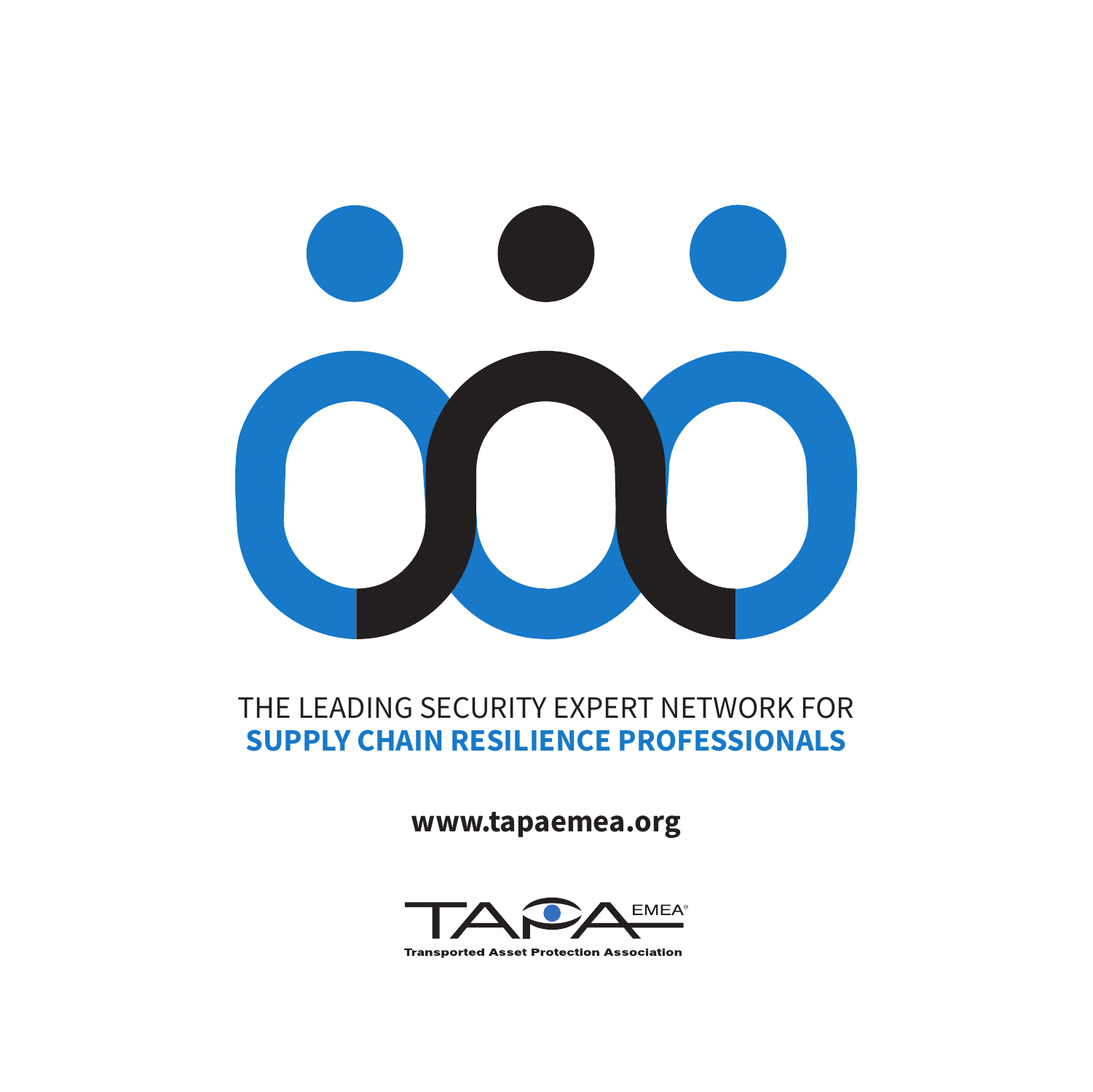THE LEADING SECURITY EXPERT NETWORK FOR
**SUPPLY CHAIN RESILIENCE PROFESSIONALS**

**www.tapaemea.org**

TAPA EMEA®
Transported Asset Protection Association